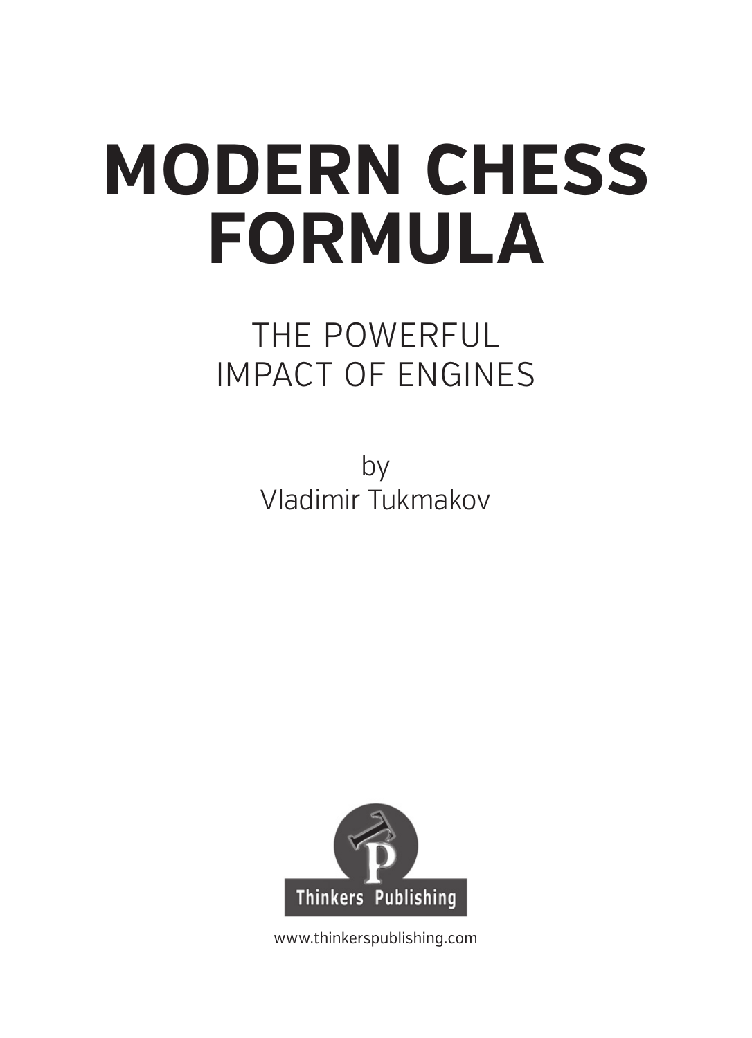# MODERN CHESS FORMULA

## THE POWERFUL IMPACT OF ENGINES

by
Vladimir Tukmakov

Thinkers Publishing

www.thinkerspublishing.com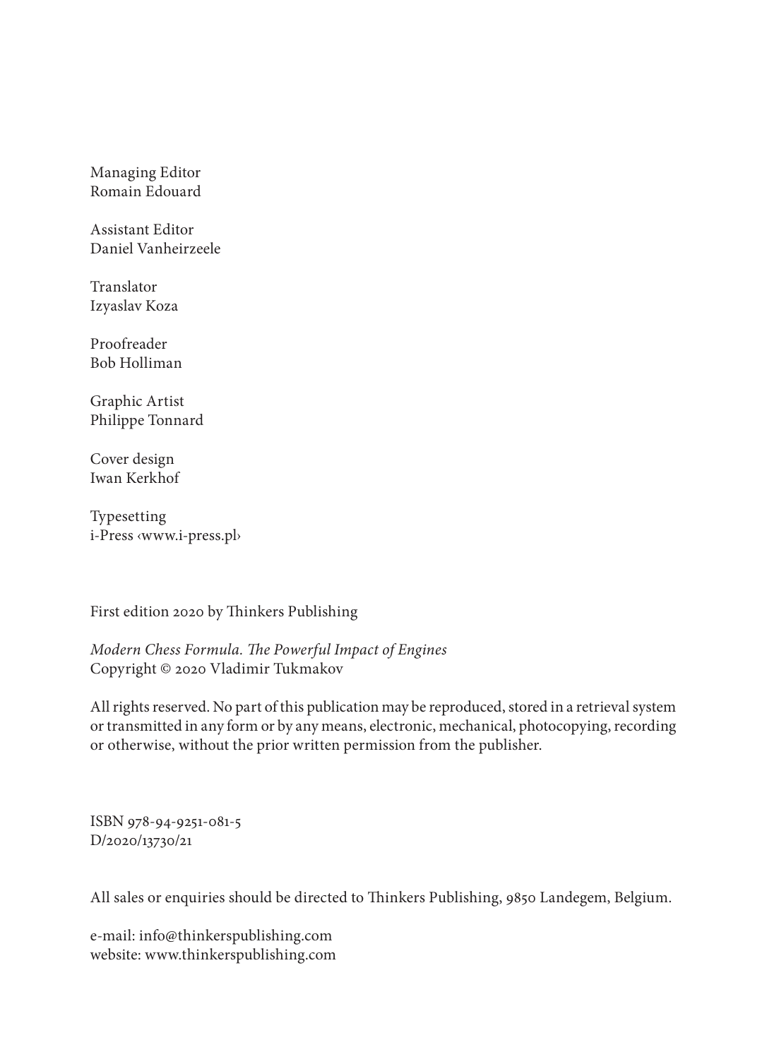Managing Editor
Romain Edouard

Assistant Editor
Daniel Vanheirzeele

Translator
Izyaslav Koza

Proofreader
Bob Holliman

Graphic Artist
Philippe Tonnard

Cover design
Iwan Kerkhof

Typesetting
i-Press ‹www.i-press.pl›

First edition 2020 by Thinkers Publishing

*Modern Chess Formula. The Powerful Impact of Engines*
Copyright © 2020 Vladimir Tukmakov

All rights reserved. No part of this publication may be reproduced, stored in a retrieval system or transmitted in any form or by any means, electronic, mechanical, photocopying, recording or otherwise, without the prior written permission from the publisher.

ISBN 978-94-9251-081-5
D/2020/13730/21

All sales or enquiries should be directed to Thinkers Publishing, 9850 Landegem, Belgium.

e-mail: info@thinkerspublishing.com
website: www.thinkerspublishing.com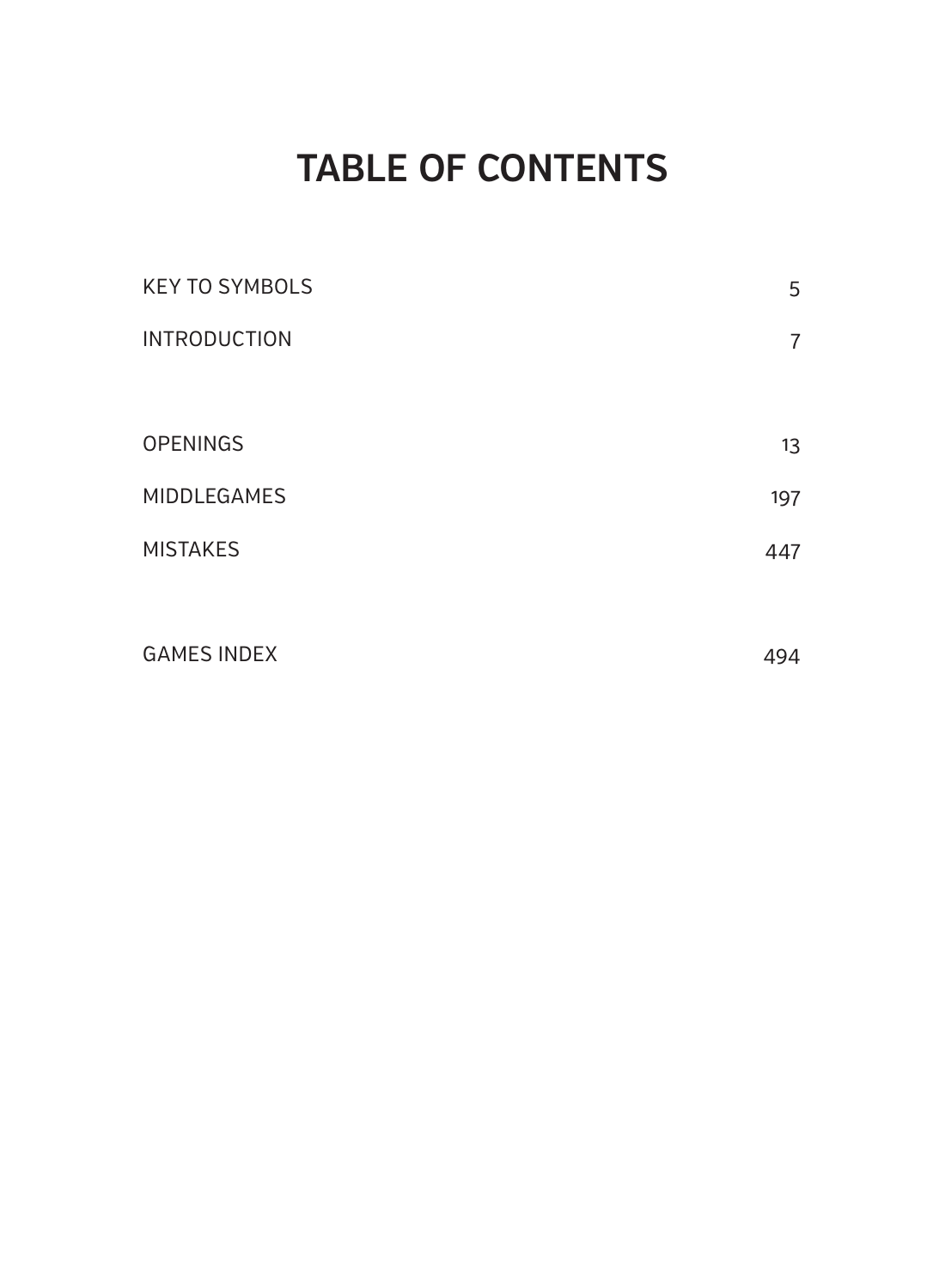# TABLE OF CONTENTS

| | |
|---|---|
| KEY TO SYMBOLS | 5 |
| INTRODUCTION | 7 |
| OPENINGS | 13 |
| MIDDLEGAMES | 197 |
| MISTAKES | 447 |
| GAMES INDEX | 494 |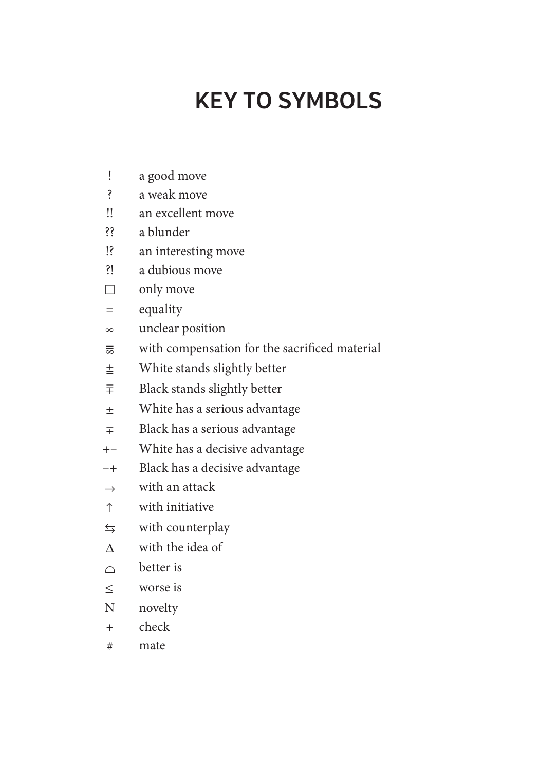# KEY TO SYMBOLS

| | |
|---|---|
| ! | a good move |
| ? | a weak move |
| !! | an excellent move |
| ?? | a blunder |
| !? | an interesting move |
| ?! | a dubious move |
| □ | only move |
| = | equality |
| ∞ | unclear position |
| ≂ | with compensation for the sacrificed material |
| ⩲ | White stands slightly better |
| ⩱ | Black stands slightly better |
| ± | White has a serious advantage |
| ∓ | Black has a serious advantage |
| +− | White has a decisive advantage |
| −+ | Black has a decisive advantage |
| → | with an attack |
| ↑ | with initiative |
| ⇆ | with counterplay |
| ∆ | with the idea of |
| ⌓ | better is |
| ≤ | worse is |
| N | novelty |
| + | check |
| # | mate |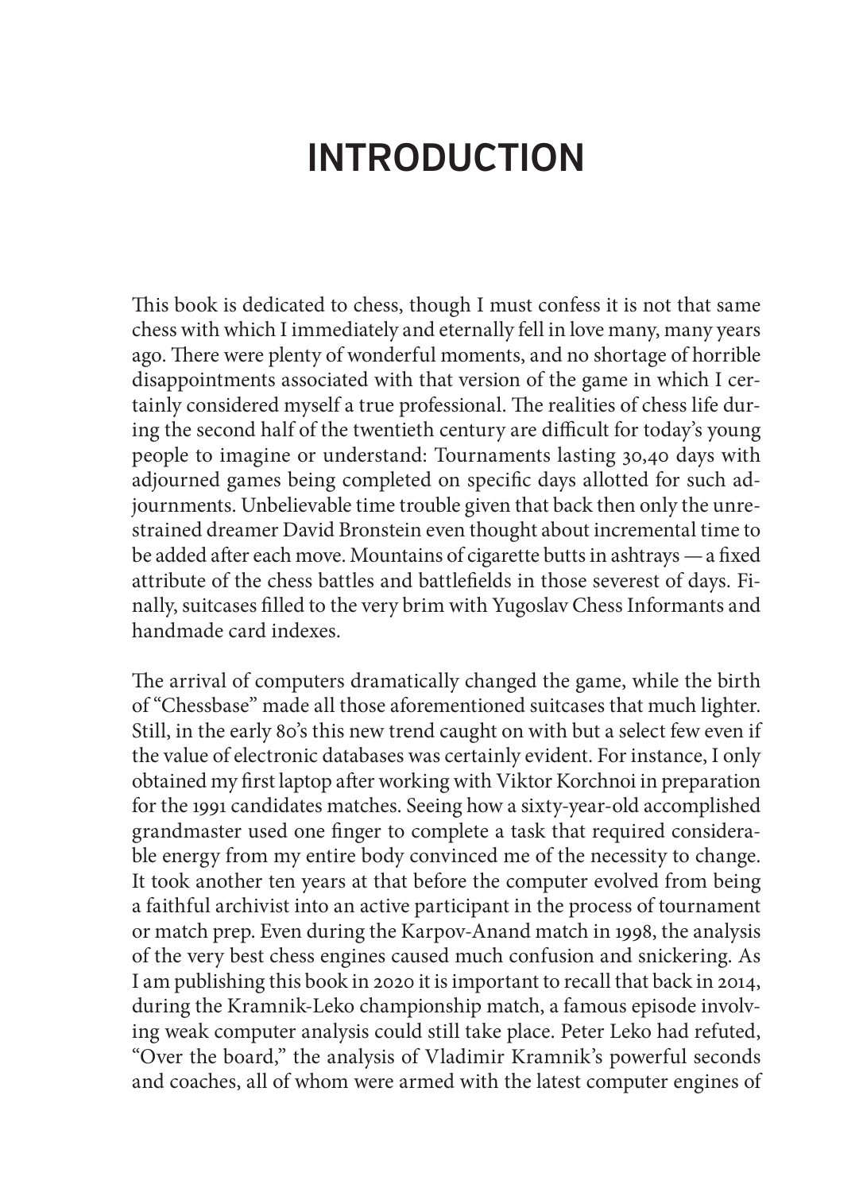# INTRODUCTION

This book is dedicated to chess, though I must confess it is not that same chess with which I immediately and eternally fell in love many, many years ago. There were plenty of wonderful moments, and no shortage of horrible disappointments associated with that version of the game in which I certainly considered myself a true professional. The realities of chess life during the second half of the twentieth century are difficult for today's young people to imagine or understand: Tournaments lasting 30,40 days with adjourned games being completed on specific days allotted for such adjournments. Unbelievable time trouble given that back then only the unrestrained dreamer David Bronstein even thought about incremental time to be added after each move. Mountains of cigarette butts in ashtrays — a fixed attribute of the chess battles and battlefields in those severest of days. Finally, suitcases filled to the very brim with Yugoslav Chess Informants and handmade card indexes.

The arrival of computers dramatically changed the game, while the birth of "Chessbase" made all those aforementioned suitcases that much lighter. Still, in the early 80's this new trend caught on with but a select few even if the value of electronic databases was certainly evident. For instance, I only obtained my first laptop after working with Viktor Korchnoi in preparation for the 1991 candidates matches. Seeing how a sixty-year-old accomplished grandmaster used one finger to complete a task that required considerable energy from my entire body convinced me of the necessity to change. It took another ten years at that before the computer evolved from being a faithful archivist into an active participant in the process of tournament or match prep. Even during the Karpov-Anand match in 1998, the analysis of the very best chess engines caused much confusion and snickering. As I am publishing this book in 2020 it is important to recall that back in 2014, during the Kramnik-Leko championship match, a famous episode involving weak computer analysis could still take place. Peter Leko had refuted, "Over the board," the analysis of Vladimir Kramnik's powerful seconds and coaches, all of whom were armed with the latest computer engines of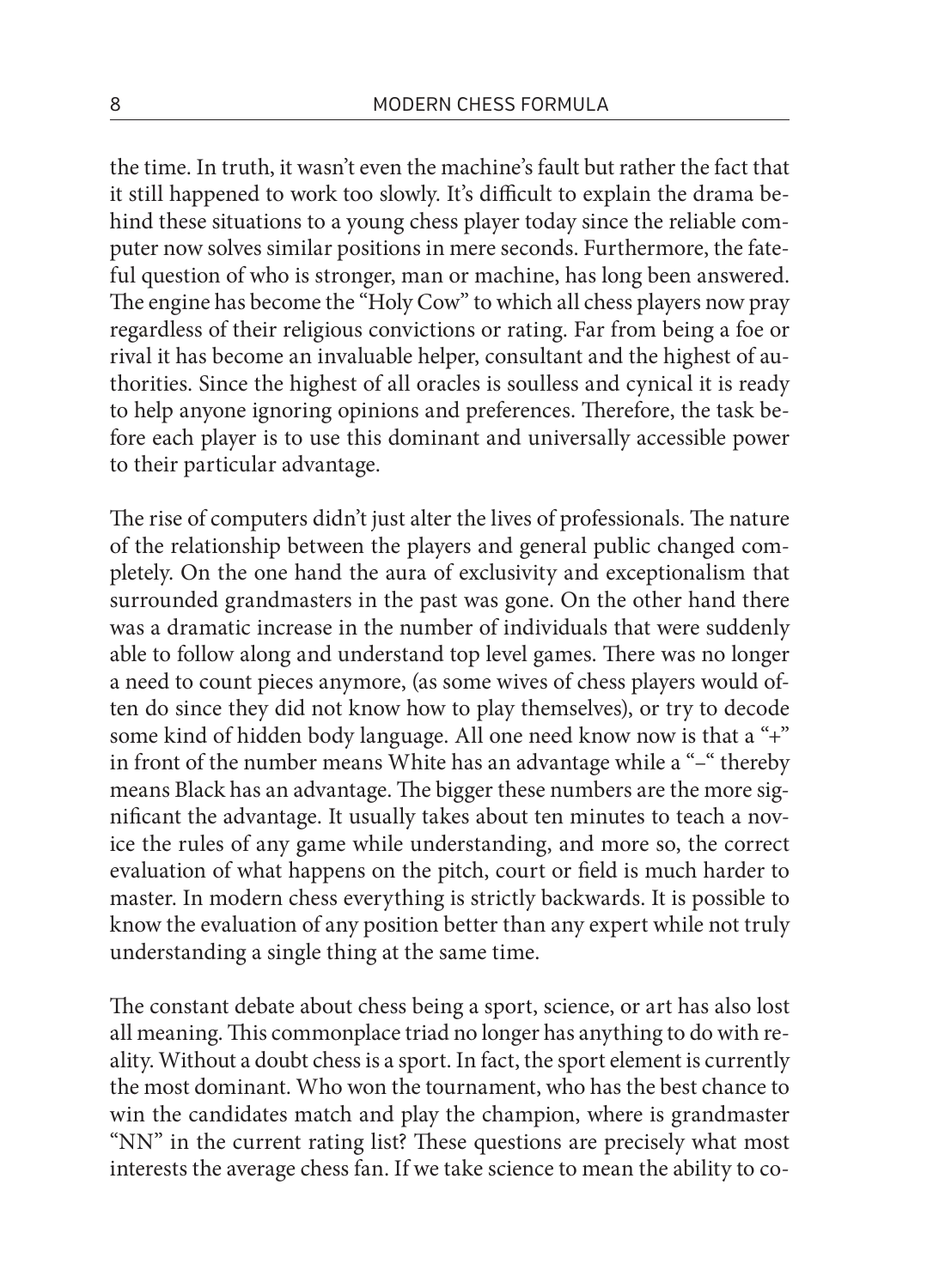the time. In truth, it wasn't even the machine's fault but rather the fact that it still happened to work too slowly. It's difficult to explain the drama behind these situations to a young chess player today since the reliable computer now solves similar positions in mere seconds. Furthermore, the fateful question of who is stronger, man or machine, has long been answered. The engine has become the "Holy Cow" to which all chess players now pray regardless of their religious convictions or rating. Far from being a foe or rival it has become an invaluable helper, consultant and the highest of authorities. Since the highest of all oracles is soulless and cynical it is ready to help anyone ignoring opinions and preferences. Therefore, the task before each player is to use this dominant and universally accessible power to their particular advantage.

The rise of computers didn't just alter the lives of professionals. The nature of the relationship between the players and general public changed completely. On the one hand the aura of exclusivity and exceptionalism that surrounded grandmasters in the past was gone. On the other hand there was a dramatic increase in the number of individuals that were suddenly able to follow along and understand top level games. There was no longer a need to count pieces anymore, (as some wives of chess players would often do since they did not know how to play themselves), or try to decode some kind of hidden body language. All one need know now is that a "+" in front of the number means White has an advantage while a "–" thereby means Black has an advantage. The bigger these numbers are the more significant the advantage. It usually takes about ten minutes to teach a novice the rules of any game while understanding, and more so, the correct evaluation of what happens on the pitch, court or field is much harder to master. In modern chess everything is strictly backwards. It is possible to know the evaluation of any position better than any expert while not truly understanding a single thing at the same time.

The constant debate about chess being a sport, science, or art has also lost all meaning. This commonplace triad no longer has anything to do with reality. Without a doubt chess is a sport. In fact, the sport element is currently the most dominant. Who won the tournament, who has the best chance to win the candidates match and play the champion, where is grandmaster "NN" in the current rating list? These questions are precisely what most interests the average chess fan. If we take science to mean the ability to co-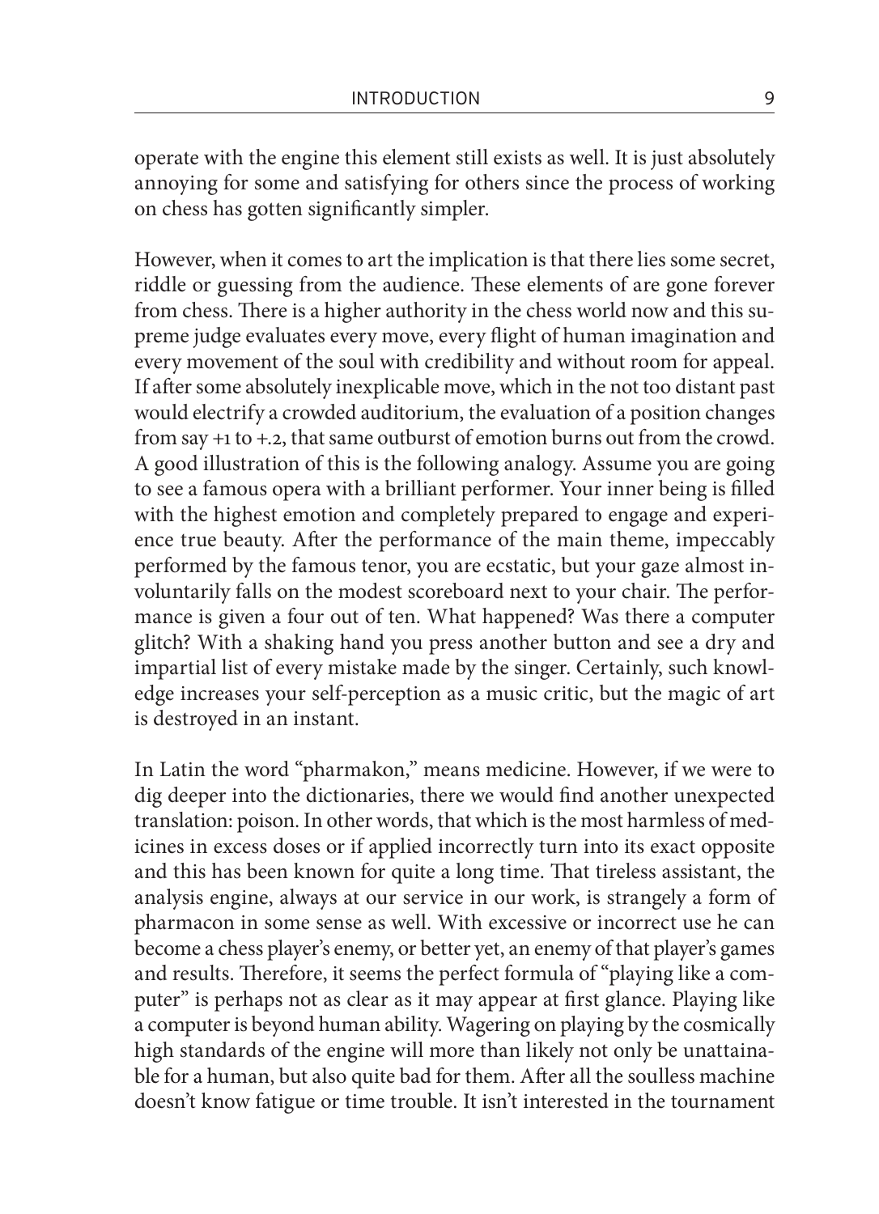operate with the engine this element still exists as well. It is just absolutely annoying for some and satisfying for others since the process of working on chess has gotten significantly simpler.

However, when it comes to art the implication is that there lies some secret, riddle or guessing from the audience. These elements of are gone forever from chess. There is a higher authority in the chess world now and this supreme judge evaluates every move, every flight of human imagination and every movement of the soul with credibility and without room for appeal. If after some absolutely inexplicable move, which in the not too distant past would electrify a crowded auditorium, the evaluation of a position changes from say +1 to +.2, that same outburst of emotion burns out from the crowd. A good illustration of this is the following analogy. Assume you are going to see a famous opera with a brilliant performer. Your inner being is filled with the highest emotion and completely prepared to engage and experience true beauty. After the performance of the main theme, impeccably performed by the famous tenor, you are ecstatic, but your gaze almost involuntarily falls on the modest scoreboard next to your chair. The performance is given a four out of ten. What happened? Was there a computer glitch? With a shaking hand you press another button and see a dry and impartial list of every mistake made by the singer. Certainly, such knowledge increases your self-perception as a music critic, but the magic of art is destroyed in an instant.

In Latin the word "pharmakon," means medicine. However, if we were to dig deeper into the dictionaries, there we would find another unexpected translation: poison. In other words, that which is the most harmless of medicines in excess doses or if applied incorrectly turn into its exact opposite and this has been known for quite a long time. That tireless assistant, the analysis engine, always at our service in our work, is strangely a form of pharmacon in some sense as well. With excessive or incorrect use he can become a chess player's enemy, or better yet, an enemy of that player's games and results. Therefore, it seems the perfect formula of "playing like a computer" is perhaps not as clear as it may appear at first glance. Playing like a computer is beyond human ability. Wagering on playing by the cosmically high standards of the engine will more than likely not only be unattainable for a human, but also quite bad for them. After all the soulless machine doesn't know fatigue or time trouble. It isn't interested in the tournament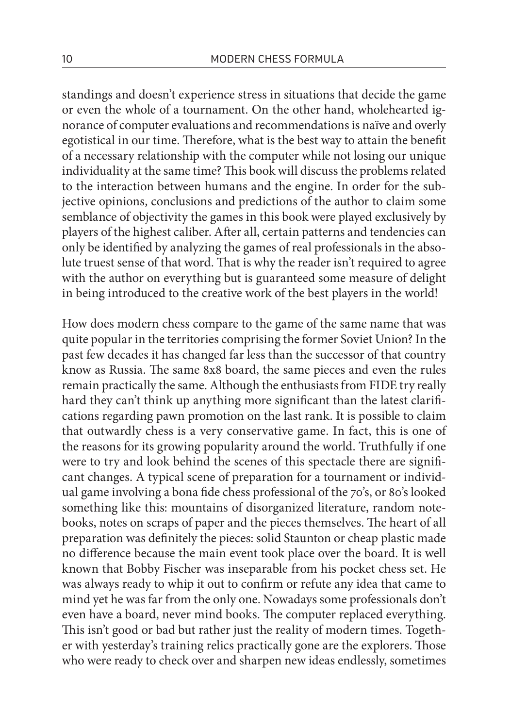standings and doesn't experience stress in situations that decide the game or even the whole of a tournament. On the other hand, wholehearted ignorance of computer evaluations and recommendations is naïve and overly egotistical in our time. Therefore, what is the best way to attain the benefit of a necessary relationship with the computer while not losing our unique individuality at the same time? This book will discuss the problems related to the interaction between humans and the engine. In order for the subjective opinions, conclusions and predictions of the author to claim some semblance of objectivity the games in this book were played exclusively by players of the highest caliber. After all, certain patterns and tendencies can only be identified by analyzing the games of real professionals in the absolute truest sense of that word. That is why the reader isn't required to agree with the author on everything but is guaranteed some measure of delight in being introduced to the creative work of the best players in the world!

How does modern chess compare to the game of the same name that was quite popular in the territories comprising the former Soviet Union? In the past few decades it has changed far less than the successor of that country know as Russia. The same 8x8 board, the same pieces and even the rules remain practically the same. Although the enthusiasts from FIDE try really hard they can't think up anything more significant than the latest clarifications regarding pawn promotion on the last rank. It is possible to claim that outwardly chess is a very conservative game. In fact, this is one of the reasons for its growing popularity around the world. Truthfully if one were to try and look behind the scenes of this spectacle there are significant changes. A typical scene of preparation for a tournament or individual game involving a bona fide chess professional of the 70's, or 80's looked something like this: mountains of disorganized literature, random notebooks, notes on scraps of paper and the pieces themselves. The heart of all preparation was definitely the pieces: solid Staunton or cheap plastic made no difference because the main event took place over the board. It is well known that Bobby Fischer was inseparable from his pocket chess set. He was always ready to whip it out to confirm or refute any idea that came to mind yet he was far from the only one. Nowadays some professionals don't even have a board, never mind books. The computer replaced everything. This isn't good or bad but rather just the reality of modern times. Together with yesterday's training relics practically gone are the explorers. Those who were ready to check over and sharpen new ideas endlessly, sometimes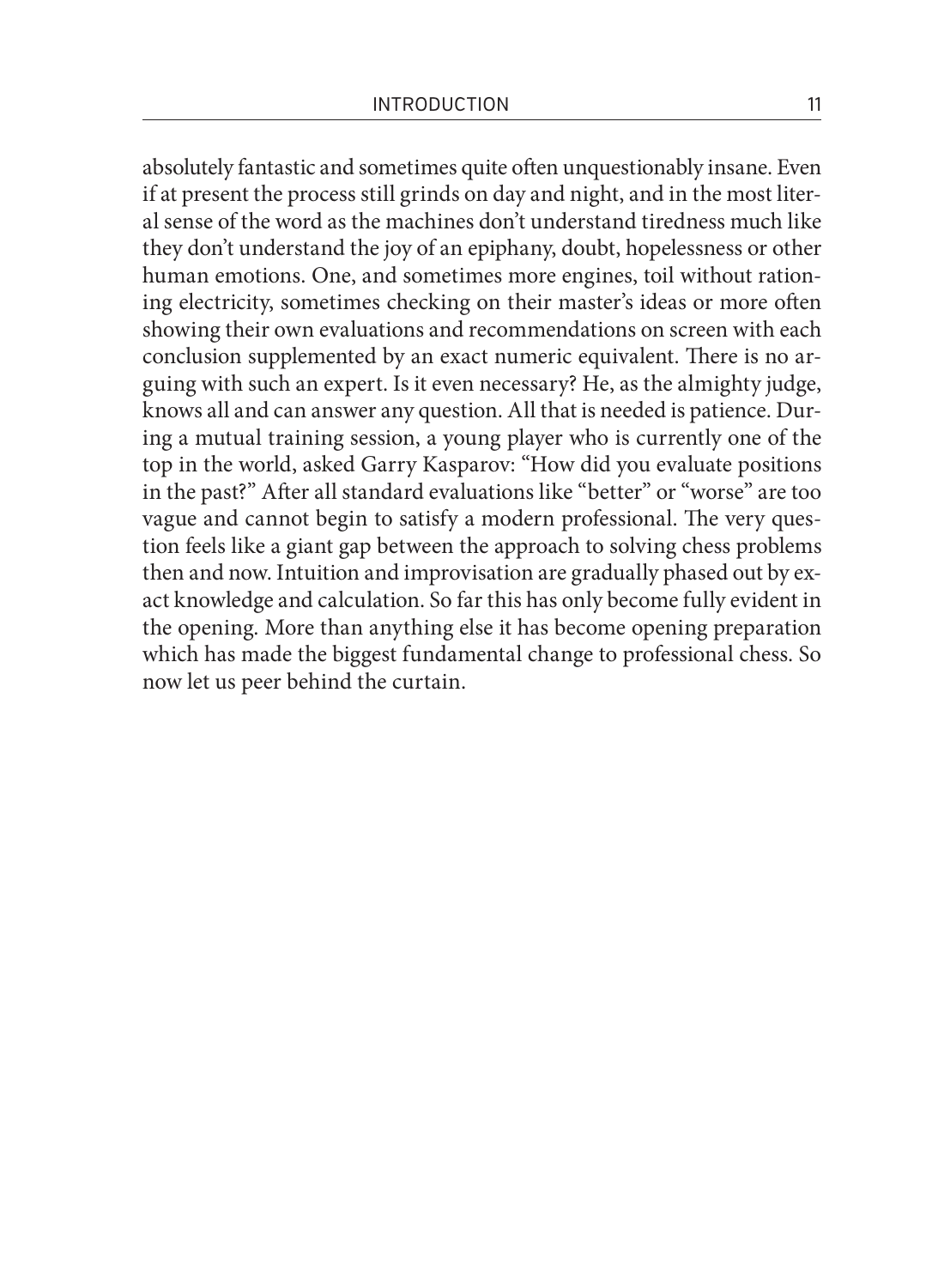absolutely fantastic and sometimes quite often unquestionably insane. Even if at present the process still grinds on day and night, and in the most literal sense of the word as the machines don't understand tiredness much like they don't understand the joy of an epiphany, doubt, hopelessness or other human emotions. One, and sometimes more engines, toil without rationing electricity, sometimes checking on their master's ideas or more often showing their own evaluations and recommendations on screen with each conclusion supplemented by an exact numeric equivalent. There is no arguing with such an expert. Is it even necessary? He, as the almighty judge, knows all and can answer any question. All that is needed is patience. During a mutual training session, a young player who is currently one of the top in the world, asked Garry Kasparov: "How did you evaluate positions in the past?" After all standard evaluations like "better" or "worse" are too vague and cannot begin to satisfy a modern professional. The very question feels like a giant gap between the approach to solving chess problems then and now. Intuition and improvisation are gradually phased out by exact knowledge and calculation. So far this has only become fully evident in the opening. More than anything else it has become opening preparation which has made the biggest fundamental change to professional chess. So now let us peer behind the curtain.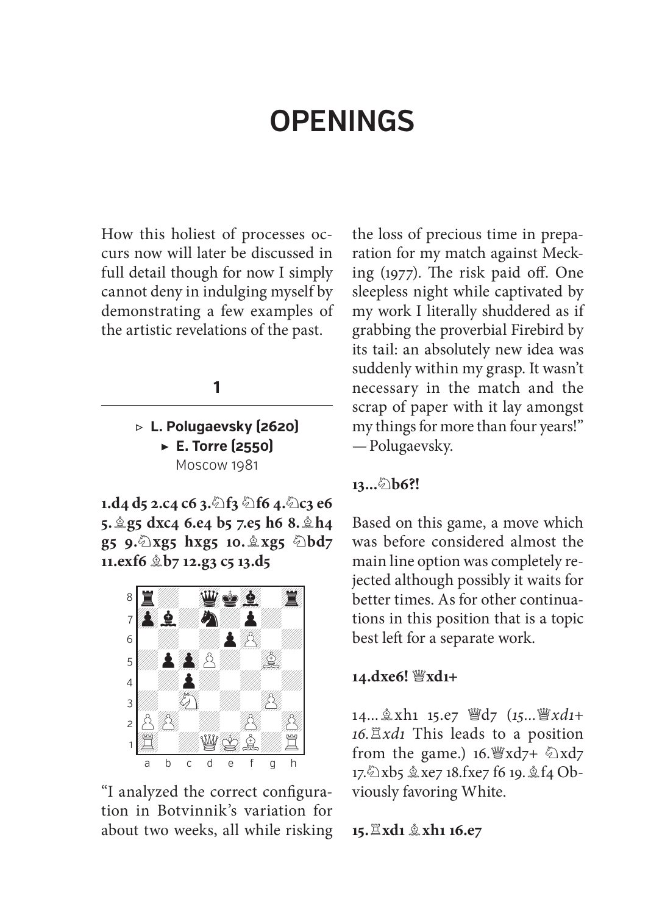# OPENINGS

How this holiest of processes occurs now will later be discussed in full detail though for now I simply cannot deny in indulging myself by demonstrating a few examples of the artistic revelations of the past.

**1**

▷ **L. Polugaevsky (2620)**
▶ **E. Torre (2550)**
Moscow 1981

**1.d4 d5 2.c4 c6 3.♘f3 ♘f6 4.♘c3 e6 5.♗g5 dxc4 6.e4 b5 7.e5 h6 8.♗h4 g5 9.♘xg5 hxg5 10.♗xg5 ♘bd7 11.exf6 ♗b7 12.g3 c5 13.d5**

"I analyzed the correct configuration in Botvinnik's variation for about two weeks, all while risking the loss of precious time in preparation for my match against Mecking (1977). The risk paid off. One sleepless night while captivated by my work I literally shuddered as if grabbing the proverbial Firebird by its tail: an absolutely new idea was suddenly within my grasp. It wasn't necessary in the match and the scrap of paper with it lay amongst my things for more than four years!" — Polugaevsky.

**13...♘b6?!**

Based on this game, a move which was before considered almost the main line option was completely rejected although possibly it waits for better times. As for other continuations in this position that is a topic best left for a separate work.

**14.dxe6! ♕xd1+**

14...♗xh1 15.e7 ♕d7 (*15...♕xd1+ 16.♖xd1 This leads to a position from the game.*) 16.♕xd7+ ♘xd7 17.♘xb5 ♗xe7 18.fxe7 f6 19.♗f4 Obviously favoring White.

**15.♖xd1 ♗xh1 16.e7**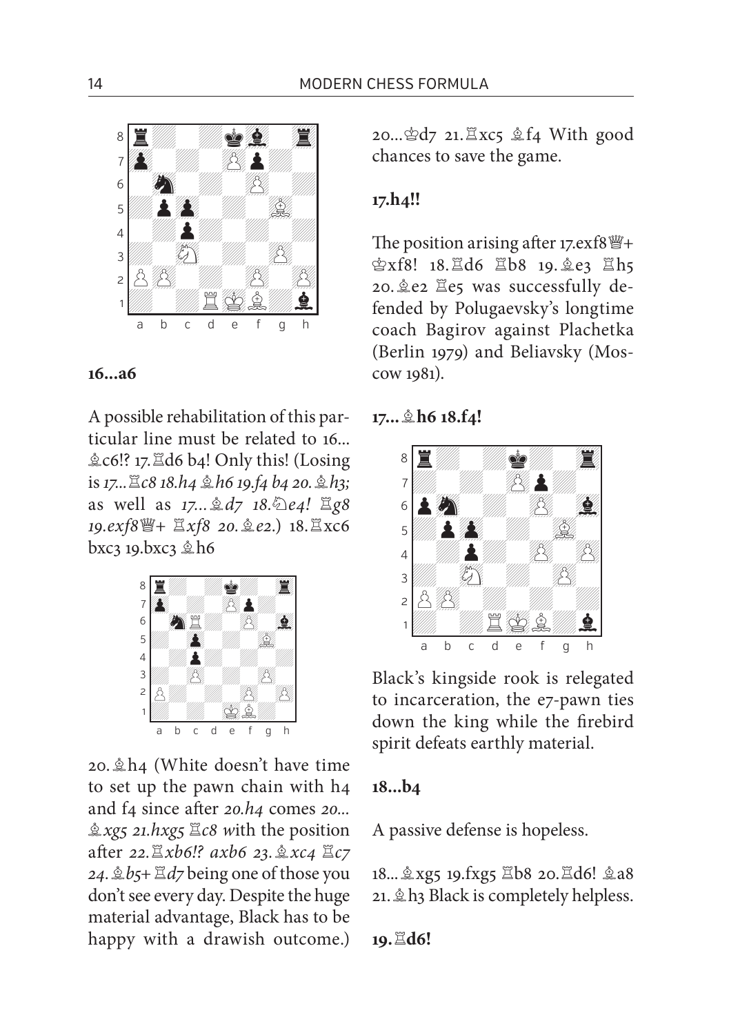**16...a6**

A possible rehabilitation of this particular line must be related to 16...♗c6!? 17.♖d6 b4! Only this! (Losing is *17...♖c8 18.h4 ♗h6 19.f4 b4 20.♗h3;* as well as *17...♗d7 18.♘e4! ♖g8 19.exf8♕+ ♖xf8 20.♗e2.*) 18.♖xc6 bxc3 19.bxc3 ♗h6

20.♗h4 (White doesn't have time to set up the pawn chain with h4 and f4 since after *20.h4* comes *20... ♗xg5 21.hxg5 ♖c8 w*ith the position after *22.♖xb6!? axb6 23.♗xc4 ♖c7 24.♗b5+ ♖d7* being one of those you don't see every day. Despite the huge material advantage, Black has to be happy with a drawish outcome.) 20...♔d7 21.♖xc5 ♗f4 With good chances to save the game.

**17.h4!!**

The position arising after 17.exf8♕+ ♔xf8! 18.♖d6 ♖b8 19.♗e3 ♖h5 20.♗e2 ♖e5 was successfully defended by Polugaevsky's longtime coach Bagirov against Plachetka (Berlin 1979) and Beliavsky (Moscow 1981).

**17...♗h6 18.f4!**

Black's kingside rook is relegated to incarceration, the e7-pawn ties down the king while the firebird spirit defeats earthly material.

**18...b4**

A passive defense is hopeless.

18...♗xg5 19.fxg5 ♖b8 20.♖d6! ♗a8 21.♗h3 Black is completely helpless.

**19.♖d6!**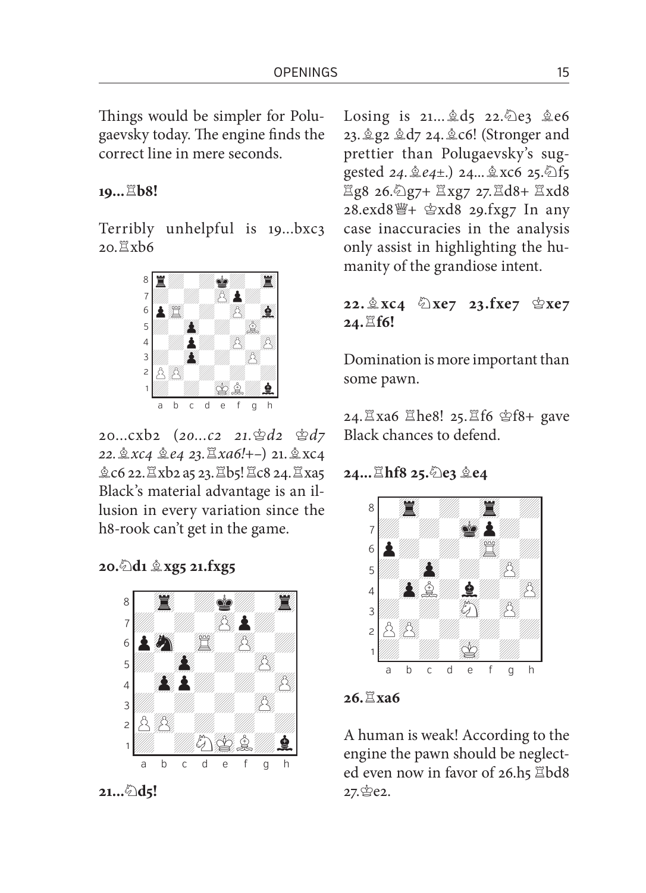Things would be simpler for Polugaevsky today. The engine finds the correct line in mere seconds.

**19...♖b8!**

Terribly unhelpful is 19...bxc3 20.♖xb6

20...cxb2 (*20...c2 21.♔d2 ♔d7 22.♗xc4 ♗e4 23.♖xa6!+−*) 21.♗xc4 ♗c6 22.♖xb2 a5 23.♖b5! ♖c8 24.♖xa5 Black's material advantage is an illusion in every variation since the h8-rook can't get in the game.

**20.♘d1 ♗xg5 21.fxg5**

**21...♘d5!**

Losing is 21...♗d5 22.♘e3 ♗e6 23.♗g2 ♗d7 24.♗c6! (Stronger and prettier than Polugaevsky's suggested *24.♗e4±*.) 24...♗xc6 25.♘f5 ♖g8 26.♘g7+ ♖xg7 27.♖d8+ ♖xd8 28.exd8♕+ ♔xd8 29.fxg7 In any case inaccuracies in the analysis only assist in highlighting the humanity of the grandiose intent.

**22.♗xc4 ♘xe7 23.fxe7 ♔xe7 24.♖f6!**

Domination is more important than some pawn.

24.♖xa6 ♖he8! 25.♖f6 ♔f8+ gave Black chances to defend.

**24...♖hf8 25.♘e3 ♗e4**

**26.♖xa6**

A human is weak! According to the engine the pawn should be neglected even now in favor of 26.h5 ♖bd8 27.♔e2.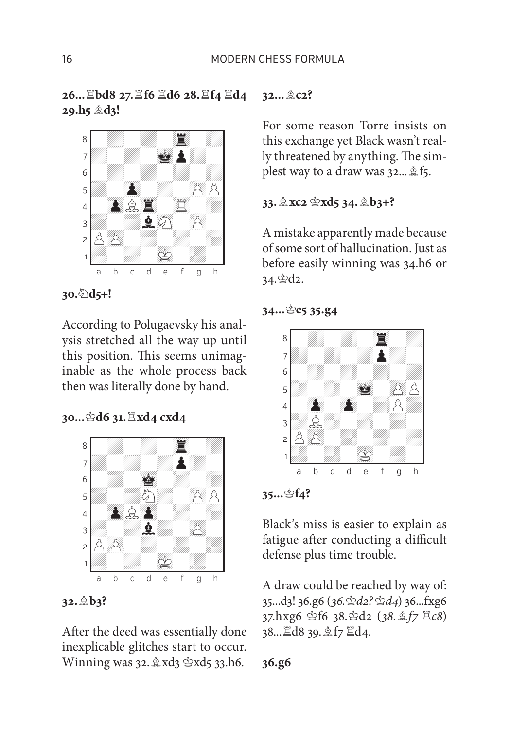**26...♖bd8 27.♖f6 ♖d6 28.♖f4 ♖d4 29.h5 ♗d3!**

**30.♘d5+!**

According to Polugaevsky his analysis stretched all the way up until this position. This seems unimaginable as the whole process back then was literally done by hand.

**30...♔d6 31.♖xd4 cxd4**

**32.♗b3?**

After the deed was essentially done inexplicable glitches start to occur. Winning was 32.♗xd3 ♔xd5 33.h6.

**32...♗c2?**

For some reason Torre insists on this exchange yet Black wasn't really threatened by anything. The simplest way to a draw was 32...♗f5.

**33.♗xc2 ♔xd5 34.♗b3+?**

A mistake apparently made because of some sort of hallucination. Just as before easily winning was 34.h6 or 34.♔d2.

**34...♔e5 35.g4**

**35...♔f4?**

Black's miss is easier to explain as fatigue after conducting a difficult defense plus time trouble.

A draw could be reached by way of: 35...d3! 36.g6 (*36.♔d2? ♔d4*) 36...fxg6 37.hxg6 ♔f6 38.♔d2 (*38.♗f7 ♖c8*) 38...♖d8 39.♗f7 ♖d4.

**36.g6**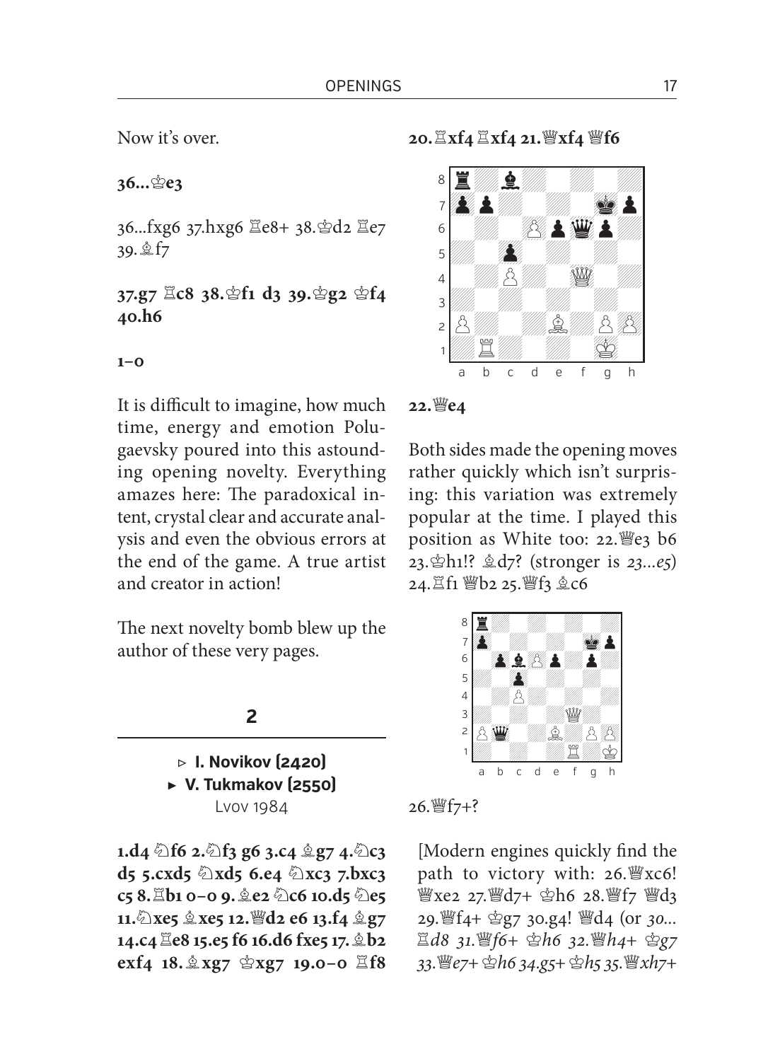Now it's over.

**36...♔e3**

36...fxg6 37.hxg6 ♖e8+ 38.♔d2 ♖e7 39.♗f7

**37.g7 ♖c8 38.♔f1 d3 39.♔g2 ♔f4 40.h6**

**1–0**

It is difficult to imagine, how much time, energy and emotion Polugaevsky poured into this astounding opening novelty. Everything amazes here: The paradoxical intent, crystal clear and accurate analysis and even the obvious errors at the end of the game. A true artist and creator in action!

The next novelty bomb blew up the author of these very pages.

## 2

**▷ I. Novikov (2420)**
**▶ V. Tukmakov (2550)**
Lvov 1984

**1.d4 ♘f6 2.♘f3 g6 3.c4 ♗g7 4.♘c3 d5 5.cxd5 ♘xd5 6.e4 ♘xc3 7.bxc3 c5 8.♖b1 0–0 9.♗e2 ♘c6 10.d5 ♘e5 11.♘xe5 ♗xe5 12.♕d2 e6 13.f4 ♗g7 14.c4 ♖e8 15.e5 f6 16.d6 fxe5 17.♗b2 exf4 18.♗xg7 ♔xg7 19.0–0 ♖f8 20.♖xf4 ♖xf4 21.♕xf4 ♕f6**

**22.♕e4**

Both sides made the opening moves rather quickly which isn't surprising: this variation was extremely popular at the time. I played this position as White too: 22.♕e3 b6 23.♔h1!? ♗d7? (stronger is *23...e5*) 24.♖f1 ♕b2 25.♕f3 ♗c6

26.♕f7+?

[Modern engines quickly find the path to victory with: 26.♕xc6! ♕xe2 27.♕d7+ ♔h6 28.♕f7 ♕d3 29.♕f4+ ♔g7 30.g4! ♕d4 (or *30...♖d8 31.♕f6+ ♔h6 32.♕h4+ ♔g7 33.♕e7+ ♔h6 34.g5+ ♔h5 35.♕xh7+*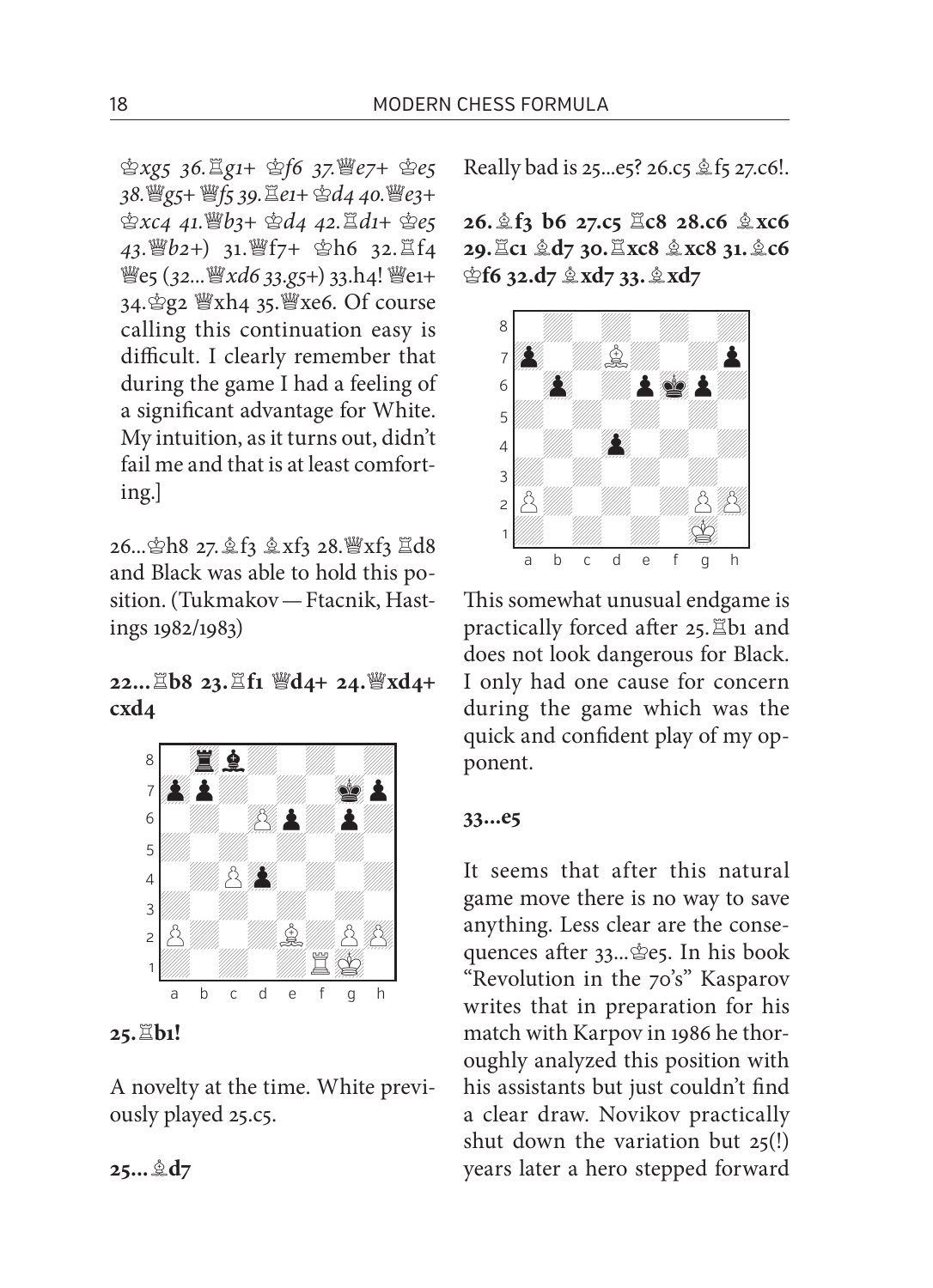*♔xg5 36.♖g1+ ♔f6 37.♕e7+ ♔e5 38.♕g5+ ♕f5 39.♖e1+ ♔d4 40.♕e3+ ♔xc4 41.♕b3+ ♔d4 42.♖d1+ ♔e5 43.♕b2+*) 31.♕f7+ ♔h6 32.♖f4 ♕e5 (*32...♕xd6 33.g5+*) 33.h4! ♕e1+ 34.♔g2 ♕xh4 35.♕xe6. Of course calling this continuation easy is difficult. I clearly remember that during the game I had a feeling of a significant advantage for White. My intuition, as it turns out, didn't fail me and that is at least comforting.]

26...♔h8 27.♗f3 ♗xf3 28.♕xf3 ♖d8 and Black was able to hold this position. (Tukmakov — Ftacnik, Hastings 1982/1983)

**22...♖b8 23.♖f1 ♕d4+ 24.♕xd4+ cxd4**

**25.♖b1!**

A novelty at the time. White previously played 25.c5.

**25...♗d7**

Really bad is 25...e5? 26.c5 ♗f5 27.c6!.

**26.♗f3 b6 27.c5 ♖c8 28.c6 ♗xc6 29.♖c1 ♗d7 30.♖xc8 ♗xc8 31.♗c6 ♔f6 32.d7 ♗xd7 33.♗xd7**

This somewhat unusual endgame is practically forced after 25.♖b1 and does not look dangerous for Black. I only had one cause for concern during the game which was the quick and confident play of my opponent.

**33...e5**

It seems that after this natural game move there is no way to save anything. Less clear are the consequences after 33...♔e5. In his book "Revolution in the 70's" Kasparov writes that in preparation for his match with Karpov in 1986 he thoroughly analyzed this position with his assistants but just couldn't find a clear draw. Novikov practically shut down the variation but 25(!) years later a hero stepped forward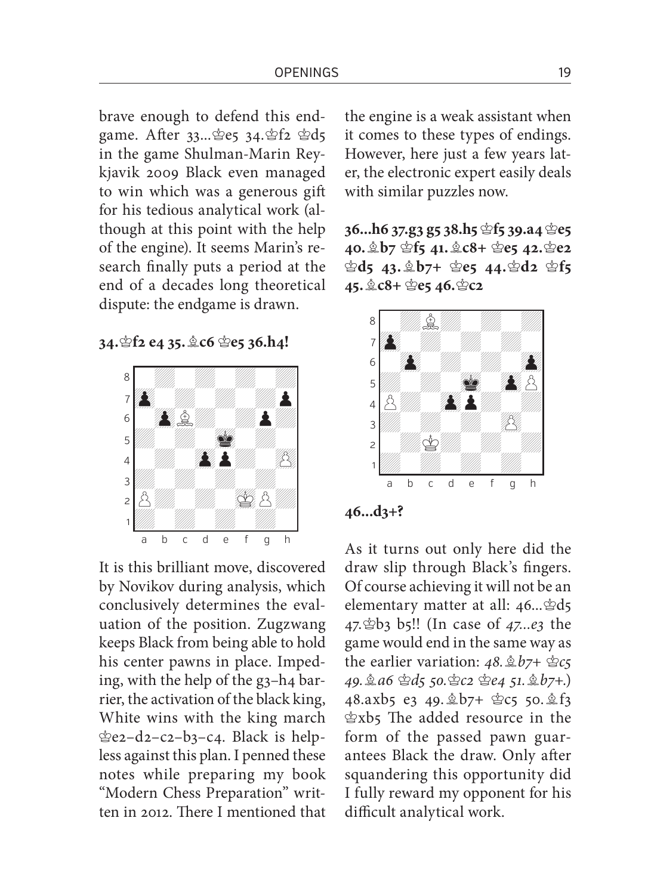brave enough to defend this endgame. After 33...♔e5 34.♔f2 ♔d5 in the game Shulman-Marin Reykjavik 2009 Black even managed to win which was a generous gift for his tedious analytical work (although at this point with the help of the engine). It seems Marin's research finally puts a period at the end of a decades long theoretical dispute: the endgame is drawn.

**34.♔f2 e4 35.♗c6 ♔e5 36.h4!**

It is this brilliant move, discovered by Novikov during analysis, which conclusively determines the evaluation of the position. Zugzwang keeps Black from being able to hold his center pawns in place. Impeding, with the help of the g3–h4 barrier, the activation of the black king, White wins with the king march ♔e2–d2–c2–b3–c4. Black is helpless against this plan. I penned these notes while preparing my book "Modern Chess Preparation" written in 2012. There I mentioned that the engine is a weak assistant when it comes to these types of endings. However, here just a few years later, the electronic expert easily deals with similar puzzles now.

**36...h6 37.g3 g5 38.h5 ♔f5 39.a4 ♔e5 40.♗b7 ♔f5 41.♗c8+ ♔e5 42.♔e2 ♔d5 43.♗b7+ ♔e5 44.♔d2 ♔f5 45.♗c8+ ♔e5 46.♔c2**

**46...d3+?**

As it turns out only here did the draw slip through Black's fingers. Of course achieving it will not be an elementary matter at all: 46...♔d5 47.♔b3 b5!! (In case of *47...e3* the game would end in the same way as the earlier variation: *48.♗b7+ ♔c5 49.♗a6 ♔d5 50.♔c2 ♔e4 51.♗b7+*.) 48.axb5 e3 49.♗b7+ ♔c5 50.♗f3 ♔xb5 The added resource in the form of the passed pawn guarantees Black the draw. Only after squandering this opportunity did I fully reward my opponent for his difficult analytical work.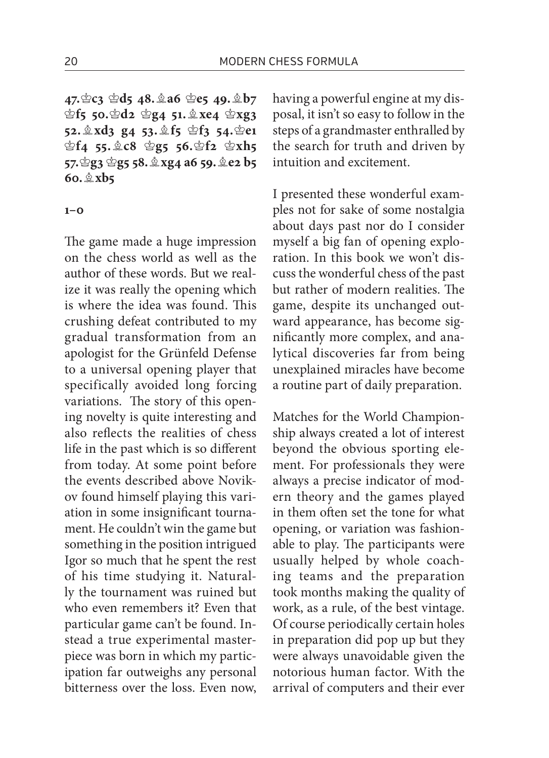**47.♔c3 ♔d5 48.♗a6 ♔e5 49.♗b7 ♔f5 50.♔d2 ♔g4 51.♗xe4 ♔xg3 52.♗xd3 g4 53.♗f5 ♔f3 54.♔e1 ♔f4 55.♗c8 ♔g5 56.♔f2 ♔xh5 57.♔g3 ♔g5 58.♗xg4 a6 59.♗e2 b5 60.♗xb5**

**1–0**

The game made a huge impression on the chess world as well as the author of these words. But we realize it was really the opening which is where the idea was found. This crushing defeat contributed to my gradual transformation from an apologist for the Grünfeld Defense to a universal opening player that specifically avoided long forcing variations. The story of this opening novelty is quite interesting and also reflects the realities of chess life in the past which is so different from today. At some point before the events described above Novikov found himself playing this variation in some insignificant tournament. He couldn't win the game but something in the position intrigued Igor so much that he spent the rest of his time studying it. Naturally the tournament was ruined but who even remembers it? Even that particular game can't be found. Instead a true experimental masterpiece was born in which my participation far outweighs any personal bitterness over the loss. Even now, having a powerful engine at my disposal, it isn't so easy to follow in the steps of a grandmaster enthralled by the search for truth and driven by intuition and excitement.

I presented these wonderful examples not for sake of some nostalgia about days past nor do I consider myself a big fan of opening exploration. In this book we won't discuss the wonderful chess of the past but rather of modern realities. The game, despite its unchanged outward appearance, has become significantly more complex, and analytical discoveries far from being unexplained miracles have become a routine part of daily preparation.

Matches for the World Championship always created a lot of interest beyond the obvious sporting element. For professionals they were always a precise indicator of modern theory and the games played in them often set the tone for what opening, or variation was fashionable to play. The participants were usually helped by whole coaching teams and the preparation took months making the quality of work, as a rule, of the best vintage. Of course periodically certain holes in preparation did pop up but they were always unavoidable given the notorious human factor. With the arrival of computers and their ever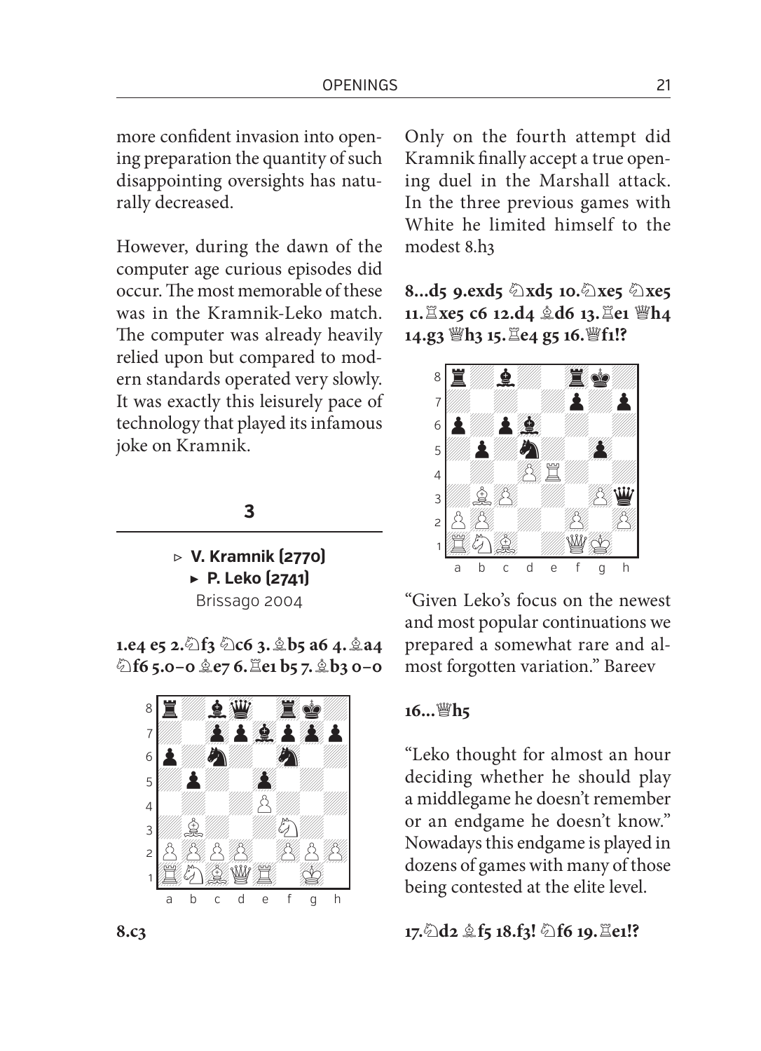more confident invasion into opening preparation the quantity of such disappointing oversights has naturally decreased.

However, during the dawn of the computer age curious episodes did occur. The most memorable of these was in the Kramnik-Leko match. The computer was already heavily relied upon but compared to modern standards operated very slowly. It was exactly this leisurely pace of technology that played its infamous joke on Kramnik.

## 3

▷ **V. Kramnik (2770)**
► **P. Leko (2741)**
Brissago 2004

**1.e4 e5 2.♘f3 ♘c6 3.♗b5 a6 4.♗a4 ♘f6 5.0–0 ♗e7 6.♖e1 b5 7.♗b3 0–0**

**8.c3**

Only on the fourth attempt did Kramnik finally accept a true opening duel in the Marshall attack. In the three previous games with White he limited himself to the modest 8.h3

**8...d5 9.exd5 ♘xd5 10.♘xe5 ♘xe5 11.♖xe5 c6 12.d4 ♗d6 13.♖e1 ♕h4 14.g3 ♕h3 15.♖e4 g5 16.♕f1!?**

"Given Leko's focus on the newest and most popular continuations we prepared a somewhat rare and almost forgotten variation." Bareev

**16...♕h5**

"Leko thought for almost an hour deciding whether he should play a middlegame he doesn't remember or an endgame he doesn't know." Nowadays this endgame is played in dozens of games with many of those being contested at the elite level.

**17.♘d2 ♗f5 18.f3! ♘f6 19.♖e1!?**